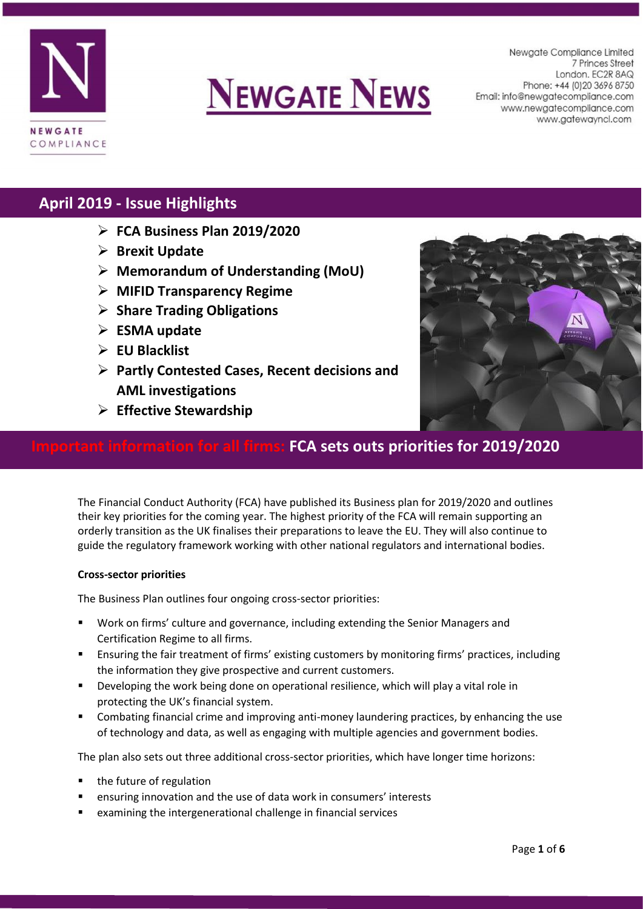# NEWGATE NEWS

Newgate Compliance Limited
7 Princes Street
London. EC2R 8AQ
Phone: +44 (0)20 3696 8750
Email: info@newgatecompliance.com
www.newgatecompliance.com
www.gatewayncl.com

## April 2019 - Issue Highlights

- **FCA Business Plan 2019/2020**
- **Brexit Update**
- **Memorandum of Understanding (MoU)**
- **MIFID Transparency Regime**
- **Share Trading Obligations**
- **ESMA update**
- **EU Blacklist**
- **Partly Contested Cases, Recent decisions and AML investigations**
- **Effective Stewardship**

## Important information for all firms: FCA sets outs priorities for 2019/2020

The Financial Conduct Authority (FCA) have published its Business plan for 2019/2020 and outlines their key priorities for the coming year. The highest priority of the FCA will remain supporting an orderly transition as the UK finalises their preparations to leave the EU. They will also continue to guide the regulatory framework working with other national regulators and international bodies.

**Cross-sector priorities**

The Business Plan outlines four ongoing cross-sector priorities:

- Work on firms' culture and governance, including extending the Senior Managers and Certification Regime to all firms.
- Ensuring the fair treatment of firms' existing customers by monitoring firms' practices, including the information they give prospective and current customers.
- Developing the work being done on operational resilience, which will play a vital role in protecting the UK's financial system.
- Combating financial crime and improving anti-money laundering practices, by enhancing the use of technology and data, as well as engaging with multiple agencies and government bodies.

The plan also sets out three additional cross-sector priorities, which have longer time horizons:

- the future of regulation
- ensuring innovation and the use of data work in consumers' interests
- examining the intergenerational challenge in financial services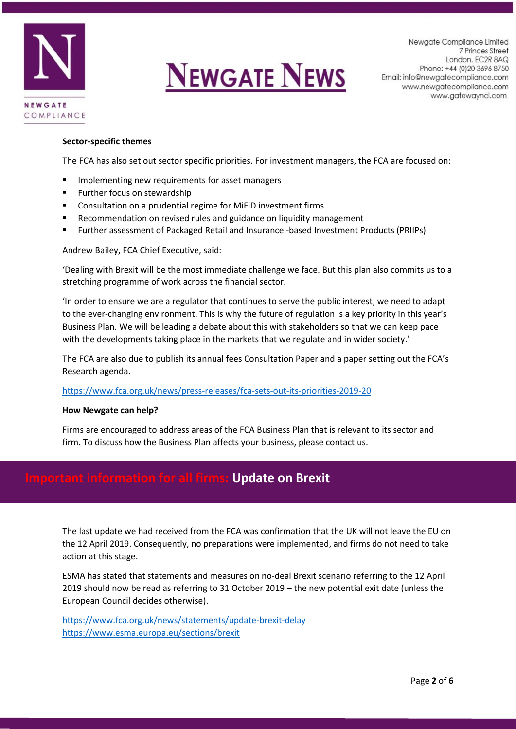**Sector-specific themes**

The FCA has also set out sector specific priorities. For investment managers, the FCA are focused on:

- Implementing new requirements for asset managers
- Further focus on stewardship
- Consultation on a prudential regime for MiFID investment firms
- Recommendation on revised rules and guidance on liquidity management
- Further assessment of Packaged Retail and Insurance -based Investment Products (PRIIPs)

Andrew Bailey, FCA Chief Executive, said:

'Dealing with Brexit will be the most immediate challenge we face. But this plan also commits us to a stretching programme of work across the financial sector.

'In order to ensure we are a regulator that continues to serve the public interest, we need to adapt to the ever-changing environment. This is why the future of regulation is a key priority in this year's Business Plan. We will be leading a debate about this with stakeholders so that we can keep pace with the developments taking place in the markets that we regulate and in wider society.'

The FCA are also due to publish its annual fees Consultation Paper and a paper setting out the FCA's Research agenda.

https://www.fca.org.uk/news/press-releases/fca-sets-out-its-priorities-2019-20

**How Newgate can help?**

Firms are encouraged to address areas of the FCA Business Plan that is relevant to its sector and firm. To discuss how the Business Plan affects your business, please contact us.

## Important information for all firms: Update on Brexit

The last update we had received from the FCA was confirmation that the UK will not leave the EU on the 12 April 2019. Consequently, no preparations were implemented, and firms do not need to take action at this stage.

ESMA has stated that statements and measures on no-deal Brexit scenario referring to the 12 April 2019 should now be read as referring to 31 October 2019 – the new potential exit date (unless the European Council decides otherwise).

https://www.fca.org.uk/news/statements/update-brexit-delay
https://www.esma.europa.eu/sections/brexit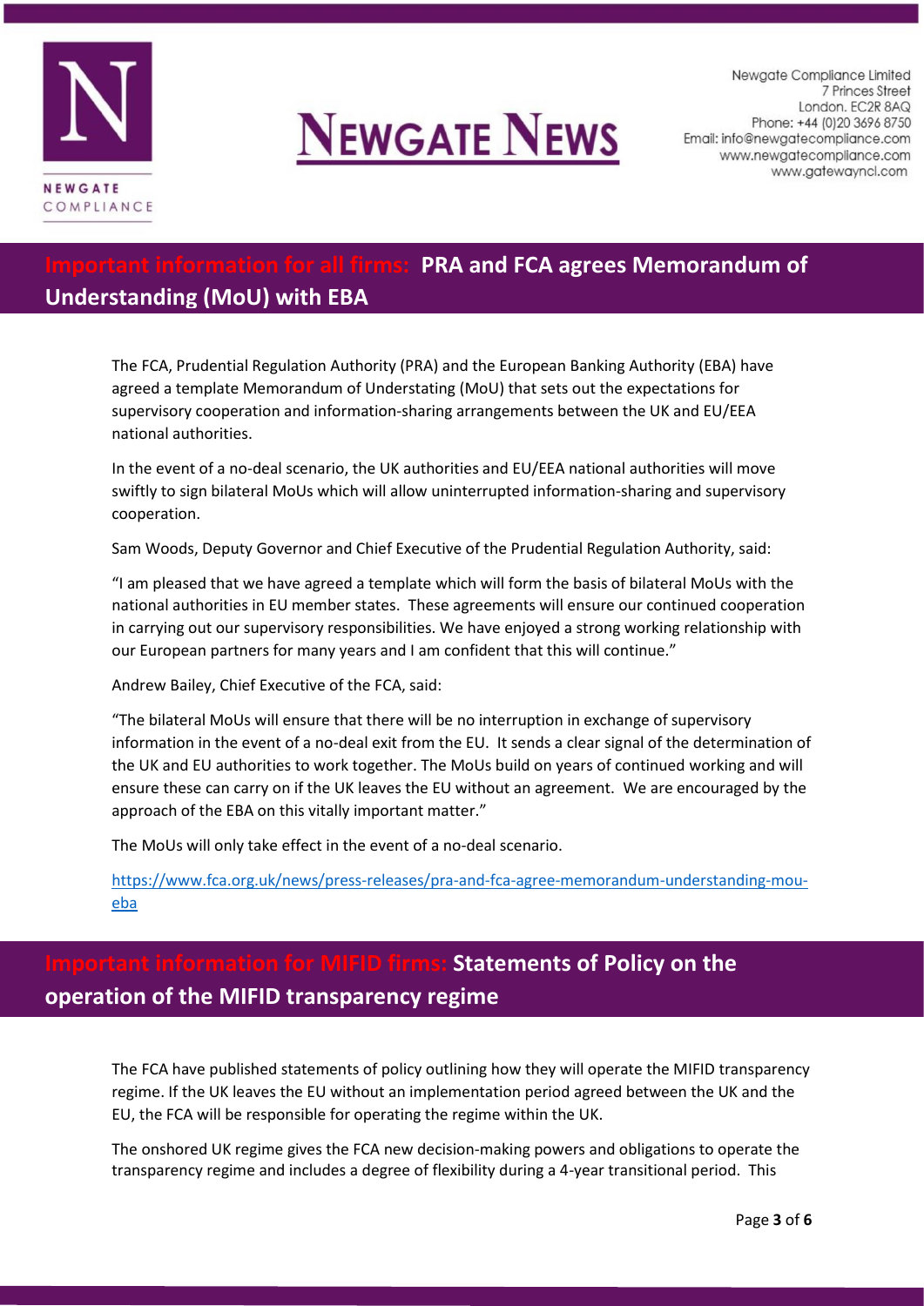## Important information for all firms: PRA and FCA agrees Memorandum of Understanding (MoU) with EBA

The FCA, Prudential Regulation Authority (PRA) and the European Banking Authority (EBA) have agreed a template Memorandum of Understating (MoU) that sets out the expectations for supervisory cooperation and information-sharing arrangements between the UK and EU/EEA national authorities.

In the event of a no-deal scenario, the UK authorities and EU/EEA national authorities will move swiftly to sign bilateral MoUs which will allow uninterrupted information-sharing and supervisory cooperation.

Sam Woods, Deputy Governor and Chief Executive of the Prudential Regulation Authority, said:

"I am pleased that we have agreed a template which will form the basis of bilateral MoUs with the national authorities in EU member states. These agreements will ensure our continued cooperation in carrying out our supervisory responsibilities. We have enjoyed a strong working relationship with our European partners for many years and I am confident that this will continue."

Andrew Bailey, Chief Executive of the FCA, said:

"The bilateral MoUs will ensure that there will be no interruption in exchange of supervisory information in the event of a no-deal exit from the EU. It sends a clear signal of the determination of the UK and EU authorities to work together. The MoUs build on years of continued working and will ensure these can carry on if the UK leaves the EU without an agreement. We are encouraged by the approach of the EBA on this vitally important matter."

The MoUs will only take effect in the event of a no-deal scenario.

https://www.fca.org.uk/news/press-releases/pra-and-fca-agree-memorandum-understanding-mou-eba

## Important information for MIFID firms: Statements of Policy on the operation of the MIFID transparency regime

The FCA have published statements of policy outlining how they will operate the MIFID transparency regime. If the UK leaves the EU without an implementation period agreed between the UK and the EU, the FCA will be responsible for operating the regime within the UK.

The onshored UK regime gives the FCA new decision-making powers and obligations to operate the transparency regime and includes a degree of flexibility during a 4-year transitional period. This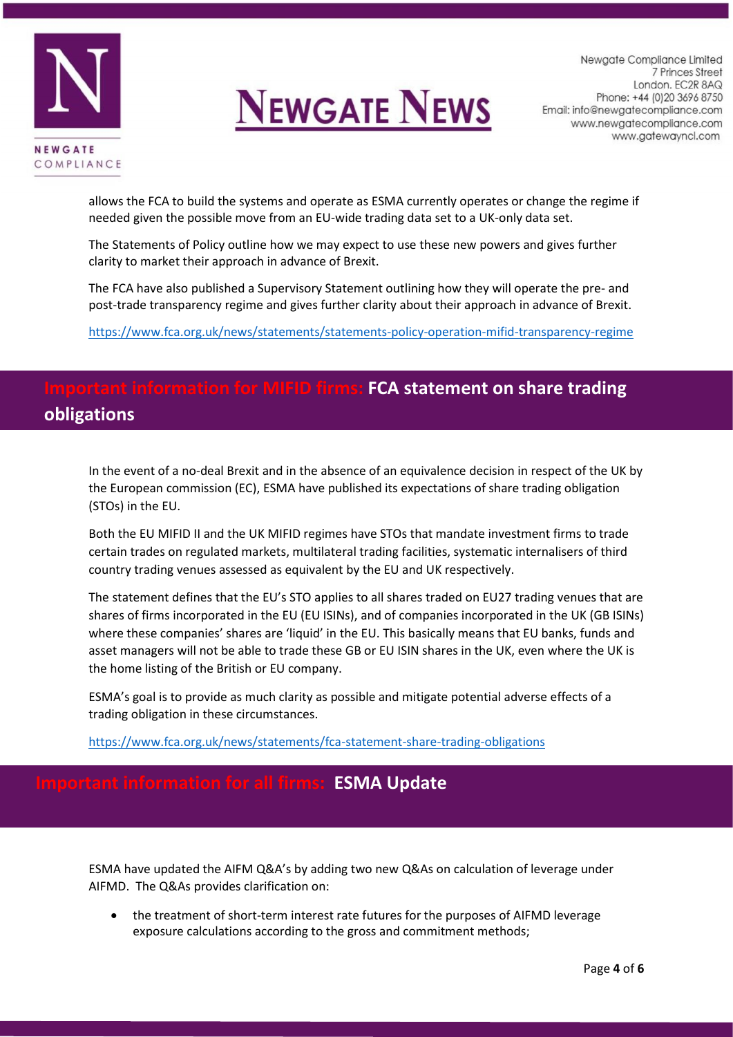allows the FCA to build the systems and operate as ESMA currently operates or change the regime if needed given the possible move from an EU-wide trading data set to a UK-only data set.

The Statements of Policy outline how we may expect to use these new powers and gives further clarity to market their approach in advance of Brexit.

The FCA have also published a Supervisory Statement outlining how they will operate the pre- and post-trade transparency regime and gives further clarity about their approach in advance of Brexit.

https://www.fca.org.uk/news/statements/statements-policy-operation-mifid-transparency-regime

## Important information for MIFID firms: FCA statement on share trading obligations

In the event of a no-deal Brexit and in the absence of an equivalence decision in respect of the UK by the European commission (EC), ESMA have published its expectations of share trading obligation (STOs) in the EU.

Both the EU MIFID II and the UK MIFID regimes have STOs that mandate investment firms to trade certain trades on regulated markets, multilateral trading facilities, systematic internalisers of third country trading venues assessed as equivalent by the EU and UK respectively.

The statement defines that the EU's STO applies to all shares traded on EU27 trading venues that are shares of firms incorporated in the EU (EU ISINs), and of companies incorporated in the UK (GB ISINs) where these companies' shares are 'liquid' in the EU. This basically means that EU banks, funds and asset managers will not be able to trade these GB or EU ISIN shares in the UK, even where the UK is the home listing of the British or EU company.

ESMA's goal is to provide as much clarity as possible and mitigate potential adverse effects of a trading obligation in these circumstances.

https://www.fca.org.uk/news/statements/fca-statement-share-trading-obligations

## Important information for all firms: ESMA Update

ESMA have updated the AIFM Q&A's by adding two new Q&As on calculation of leverage under AIFMD. The Q&As provides clarification on:

- the treatment of short-term interest rate futures for the purposes of AIFMD leverage exposure calculations according to the gross and commitment methods;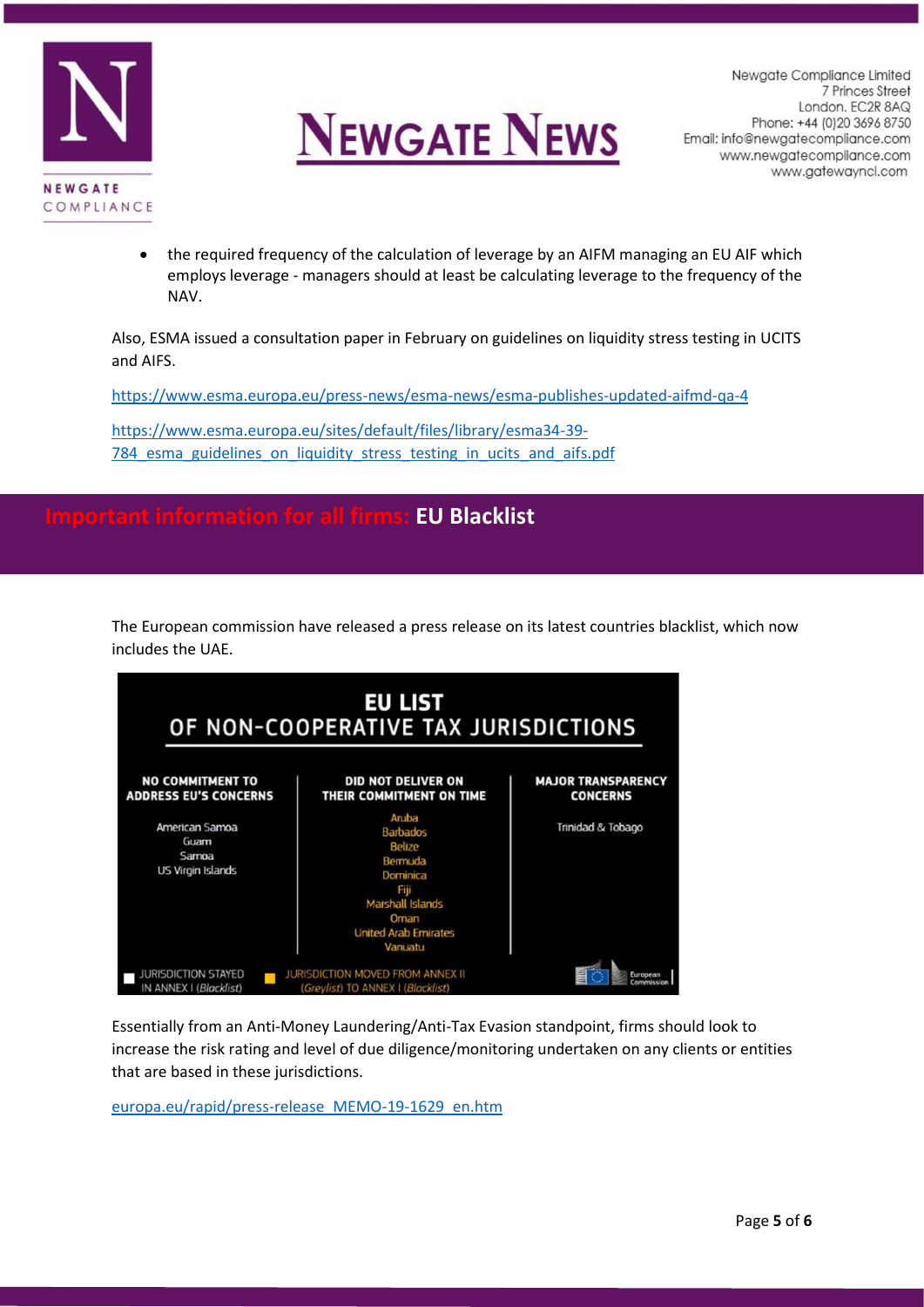- the required frequency of the calculation of leverage by an AIFM managing an EU AIF which employs leverage - managers should at least be calculating leverage to the frequency of the NAV.

Also, ESMA issued a consultation paper in February on guidelines on liquidity stress testing in UCITS and AIFS.

https://www.esma.europa.eu/press-news/esma-news/esma-publishes-updated-aifmd-qa-4

https://www.esma.europa.eu/sites/default/files/library/esma34-39-784_esma_guidelines_on_liquidity_stress_testing_in_ucits_and_aifs.pdf

## Important information for all firms: EU Blacklist

The European commission have released a press release on its latest countries blacklist, which now includes the UAE.

**EU LIST OF NON-COOPERATIVE TAX JURISDICTIONS**

| NO COMMITMENT TO ADDRESS EU'S CONCERNS | DID NOT DELIVER ON THEIR COMMITMENT ON TIME | MAJOR TRANSPARENCY CONCERNS |
|---|---|---|
| American Samoa | Aruba | Trinidad & Tobago |
| Guam | Barbados | |
| Samoa | Belize | |
| US Virgin Islands | Bermuda | |
| | Dominica | |
| | Fiji | |
| | Marshall Islands | |
| | Oman | |
| | United Arab Emirates | |
| | Vanuatu | |

JURISDICTION STAYED IN ANNEX I (*Blacklist*) — JURISDICTION MOVED FROM ANNEX II (*Greylist*) TO ANNEX I (*Blacklist*)

European Commission

Essentially from an Anti-Money Laundering/Anti-Tax Evasion standpoint, firms should look to increase the risk rating and level of due diligence/monitoring undertaken on any clients or entities that are based in these jurisdictions.

europa.eu/rapid/press-release_MEMO-19-1629_en.htm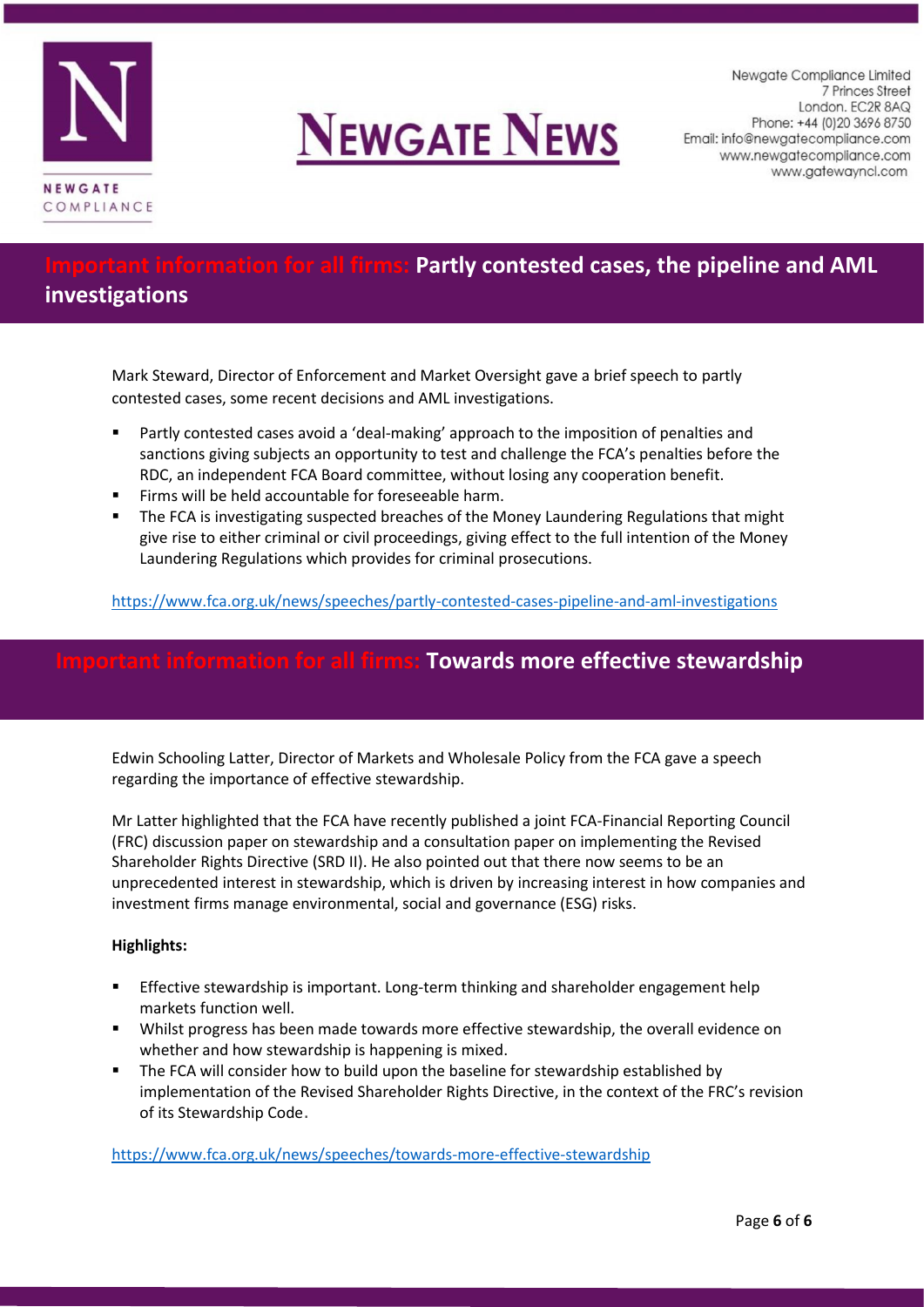## Important information for all firms: Partly contested cases, the pipeline and AML investigations

Mark Steward, Director of Enforcement and Market Oversight gave a brief speech to partly contested cases, some recent decisions and AML investigations.

- Partly contested cases avoid a 'deal-making' approach to the imposition of penalties and sanctions giving subjects an opportunity to test and challenge the FCA's penalties before the RDC, an independent FCA Board committee, without losing any cooperation benefit.
- Firms will be held accountable for foreseeable harm.
- The FCA is investigating suspected breaches of the Money Laundering Regulations that might give rise to either criminal or civil proceedings, giving effect to the full intention of the Money Laundering Regulations which provides for criminal prosecutions.

https://www.fca.org.uk/news/speeches/partly-contested-cases-pipeline-and-aml-investigations

## Important information for all firms: Towards more effective stewardship

Edwin Schooling Latter, Director of Markets and Wholesale Policy from the FCA gave a speech regarding the importance of effective stewardship.

Mr Latter highlighted that the FCA have recently published a joint FCA-Financial Reporting Council (FRC) discussion paper on stewardship and a consultation paper on implementing the Revised Shareholder Rights Directive (SRD II). He also pointed out that there now seems to be an unprecedented interest in stewardship, which is driven by increasing interest in how companies and investment firms manage environmental, social and governance (ESG) risks.

**Highlights:**

- Effective stewardship is important. Long-term thinking and shareholder engagement help markets function well.
- Whilst progress has been made towards more effective stewardship, the overall evidence on whether and how stewardship is happening is mixed.
- The FCA will consider how to build upon the baseline for stewardship established by implementation of the Revised Shareholder Rights Directive, in the context of the FRC's revision of its Stewardship Code.

https://www.fca.org.uk/news/speeches/towards-more-effective-stewardship